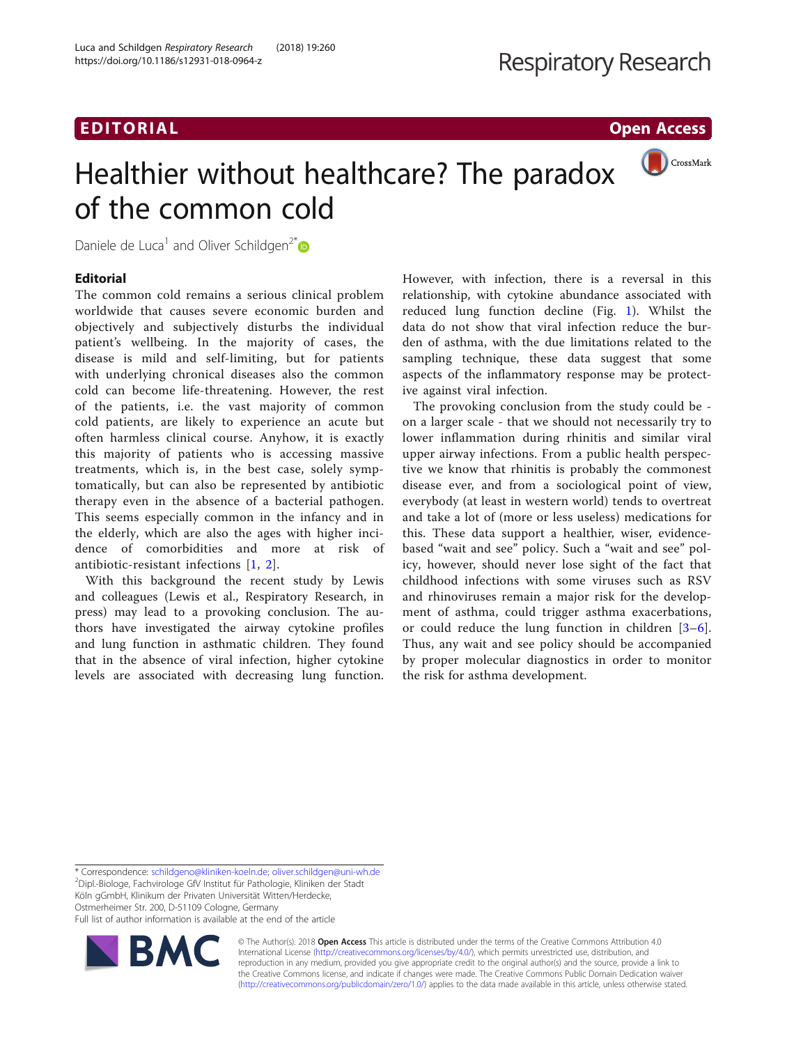EDITORIAL

Open Access

# Healthier without healthcare? The paradox of the common cold

Daniele de Luca[1] and Oliver Schildgen[2*]

## Editorial

The common cold remains a serious clinical problem worldwide that causes severe economic burden and objectively and subjectively disturbs the individual patient's wellbeing. In the majority of cases, the disease is mild and self-limiting, but for patients with underlying chronical diseases also the common cold can become life-threatening. However, the rest of the patients, i.e. the vast majority of common cold patients, are likely to experience an acute but often harmless clinical course. Anyhow, it is exactly this majority of patients who is accessing massive treatments, which is, in the best case, solely symptomatically, but can also be represented by antibiotic therapy even in the absence of a bacterial pathogen. This seems especially common in the infancy and in the elderly, which are also the ages with higher incidence of comorbidities and more at risk of antibiotic-resistant infections [1, 2].

With this background the recent study by Lewis and colleagues (Lewis et al., Respiratory Research, in press) may lead to a provoking conclusion. The authors have investigated the airway cytokine profiles and lung function in asthmatic children. They found that in the absence of viral infection, higher cytokine levels are associated with decreasing lung function. However, with infection, there is a reversal in this relationship, with cytokine abundance associated with reduced lung function decline (Fig. 1). Whilst the data do not show that viral infection reduce the burden of asthma, with the due limitations related to the sampling technique, these data suggest that some aspects of the inflammatory response may be protective against viral infection.

The provoking conclusion from the study could be - on a larger scale - that we should not necessarily try to lower inflammation during rhinitis and similar viral upper airway infections. From a public health perspective we know that rhinitis is probably the commonest disease ever, and from a sociological point of view, everybody (at least in western world) tends to overtreat and take a lot of (more or less useless) medications for this. These data support a healthier, wiser, evidence-based "wait and see" policy. Such a "wait and see" policy, however, should never lose sight of the fact that childhood infections with some viruses such as RSV and rhinoviruses remain a major risk for the development of asthma, could trigger asthma exacerbations, or could reduce the lung function in children [3–6]. Thus, any wait and see policy should be accompanied by proper molecular diagnostics in order to monitor the risk for asthma development.

\* Correspondence: schildgeno@kliniken-koeln.de; oliver.schildgen@uni-wh.de
[2]Dipl.-Biologe, Fachvirologe GfV Institut für Pathologie, Kliniken der Stadt Köln gGmbH, Klinikum der Privaten Universität Witten/Herdecke, Ostmerheimer Str. 200, D-51109 Cologne, Germany
Full list of author information is available at the end of the article

© The Author(s). 2018 **Open Access** This article is distributed under the terms of the Creative Commons Attribution 4.0 International License (http://creativecommons.org/licenses/by/4.0/), which permits unrestricted use, distribution, and reproduction in any medium, provided you give appropriate credit to the original author(s) and the source, provide a link to the Creative Commons license, and indicate if changes were made. The Creative Commons Public Domain Dedication waiver (http://creativecommons.org/publicdomain/zero/1.0/) applies to the data made available in this article, unless otherwise stated.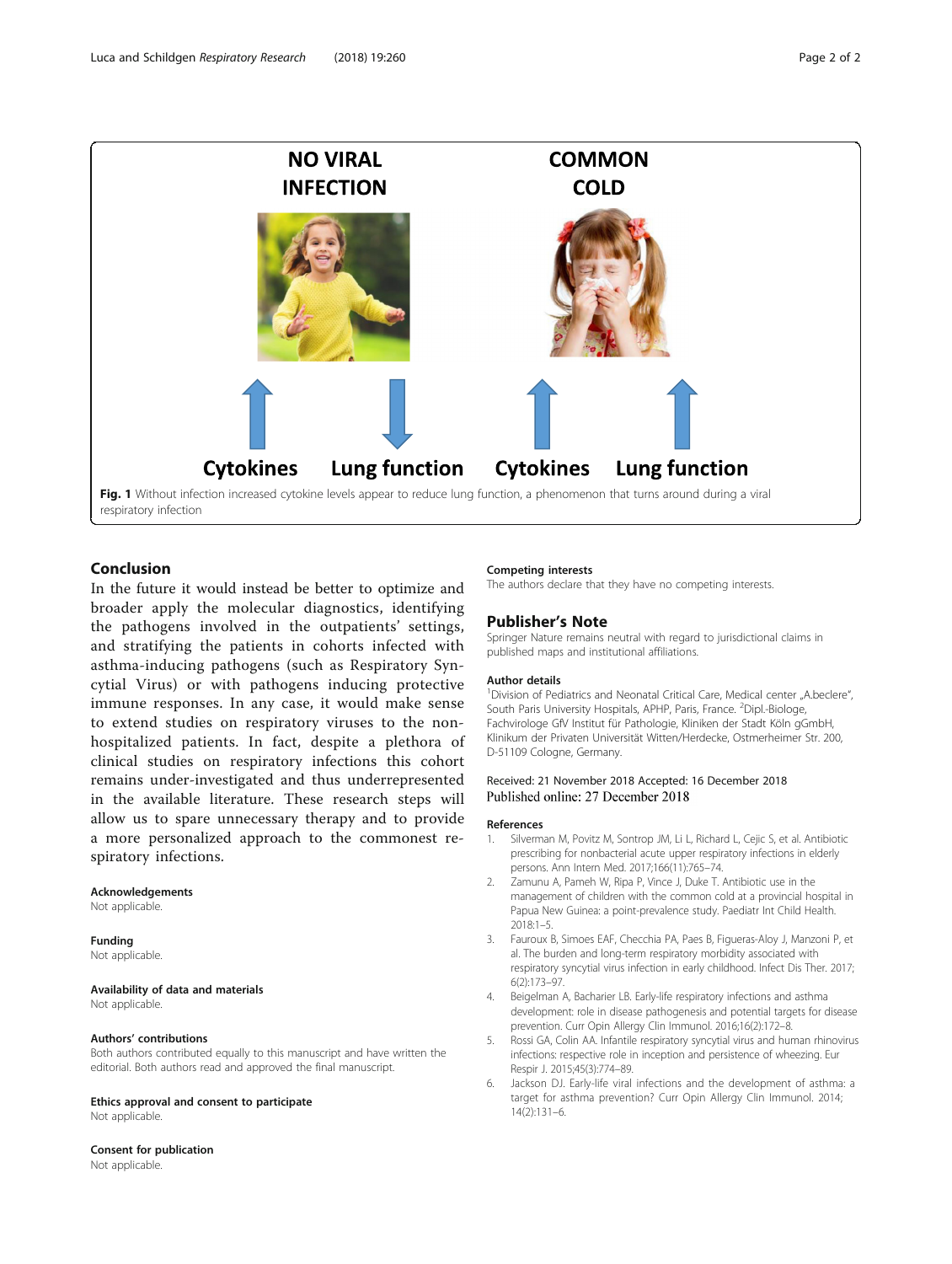NO VIRAL INFECTION

COMMON COLD

Cytokines

Lung function

Cytokines

Lung function

**Fig. 1** Without infection increased cytokine levels appear to reduce lung function, a phenomenon that turns around during a viral respiratory infection

## Conclusion

In the future it would instead be better to optimize and broader apply the molecular diagnostics, identifying the pathogens involved in the outpatients' settings, and stratifying the patients in cohorts infected with asthma-inducing pathogens (such as Respiratory Syncytial Virus) or with pathogens inducing protective immune responses. In any case, it would make sense to extend studies on respiratory viruses to the non-hospitalized patients. In fact, despite a plethora of clinical studies on respiratory infections this cohort remains under-investigated and thus underrepresented in the available literature. These research steps will allow us to spare unnecessary therapy and to provide a more personalized approach to the commonest respiratory infections.

### Acknowledgements

Not applicable.

### Funding

Not applicable.

### Availability of data and materials

Not applicable.

### Authors' contributions

Both authors contributed equally to this manuscript and have written the editorial. Both authors read and approved the final manuscript.

### Ethics approval and consent to participate

Not applicable.

### Consent for publication

Not applicable.

### Competing interests

The authors declare that they have no competing interests.

## Publisher's Note

Springer Nature remains neutral with regard to jurisdictional claims in published maps and institutional affiliations.

### Author details

[1]Division of Pediatrics and Neonatal Critical Care, Medical center „A.beclere", South Paris University Hospitals, APHP, Paris, France. [2]Dipl.-Biologe, Fachvirologe GfV Institut für Pathologie, Kliniken der Stadt Köln gGmbH, Klinikum der Privaten Universität Witten/Herdecke, Ostmerheimer Str. 200, D-51109 Cologne, Germany.

Received: 21 November 2018 Accepted: 16 December 2018
Published online: 27 December 2018

### References

1. Silverman M, Povitz M, Sontrop JM, Li L, Richard L, Cejic S, et al. Antibiotic prescribing for nonbacterial acute upper respiratory infections in elderly persons. Ann Intern Med. 2017;166(11):765–74.
2. Zamunu A, Pameh W, Ripa P, Vince J, Duke T. Antibiotic use in the management of children with the common cold at a provincial hospital in Papua New Guinea: a point-prevalence study. Paediatr Int Child Health. 2018:1–5.
3. Fauroux B, Simoes EAF, Checchia PA, Paes B, Figueras-Aloy J, Manzoni P, et al. The burden and long-term respiratory morbidity associated with respiratory syncytial virus infection in early childhood. Infect Dis Ther. 2017; 6(2):173–97.
4. Beigelman A, Bacharier LB. Early-life respiratory infections and asthma development: role in disease pathogenesis and potential targets for disease prevention. Curr Opin Allergy Clin Immunol. 2016;16(2):172–8.
5. Rossi GA, Colin AA. Infantile respiratory syncytial virus and human rhinovirus infections: respective role in inception and persistence of wheezing. Eur Respir J. 2015;45(3):774–89.
6. Jackson DJ. Early-life viral infections and the development of asthma: a target for asthma prevention? Curr Opin Allergy Clin Immunol. 2014; 14(2):131–6.